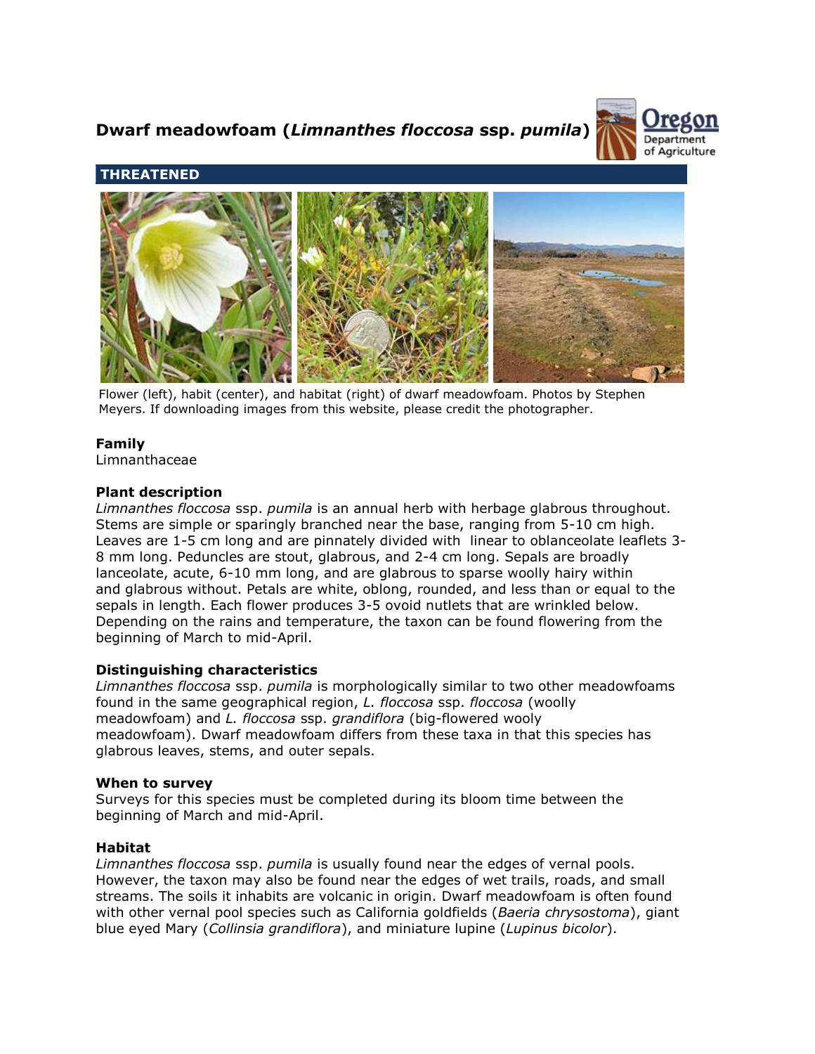# Dwarf meadowfoam (*Limnanthes floccosa* ssp. *pumila*)

**THREATENED**

Flower (left), habit (center), and habitat (right) of dwarf meadowfoam. Photos by Stephen Meyers. If downloading images from this website, please credit the photographer.

### Family

Limnanthaceae

### Plant description

*Limnanthes floccosa* ssp. *pumila* is an annual herb with herbage glabrous throughout. Stems are simple or sparingly branched near the base, ranging from 5-10 cm high. Leaves are 1-5 cm long and are pinnately divided with linear to oblanceolate leaflets 3-8 mm long. Peduncles are stout, glabrous, and 2-4 cm long. Sepals are broadly lanceolate, acute, 6-10 mm long, and are glabrous to sparse woolly hairy within and glabrous without. Petals are white, oblong, rounded, and less than or equal to the sepals in length. Each flower produces 3-5 ovoid nutlets that are wrinkled below. Depending on the rains and temperature, the taxon can be found flowering from the beginning of March to mid-April.

### Distinguishing characteristics

*Limnanthes floccosa* ssp. *pumila* is morphologically similar to two other meadowfoams found in the same geographical region, *L. floccosa* ssp. *floccosa* (woolly meadowfoam) and *L. floccosa* ssp. *grandiflora* (big-flowered wooly meadowfoam). Dwarf meadowfoam differs from these taxa in that this species has glabrous leaves, stems, and outer sepals.

### When to survey

Surveys for this species must be completed during its bloom time between the beginning of March and mid-April.

### Habitat

*Limnanthes floccosa* ssp. *pumila* is usually found near the edges of vernal pools. However, the taxon may also be found near the edges of wet trails, roads, and small streams. The soils it inhabits are volcanic in origin. Dwarf meadowfoam is often found with other vernal pool species such as California goldfields (*Baeria chrysostoma*), giant blue eyed Mary (*Collinsia grandiflora*), and miniature lupine (*Lupinus bicolor*).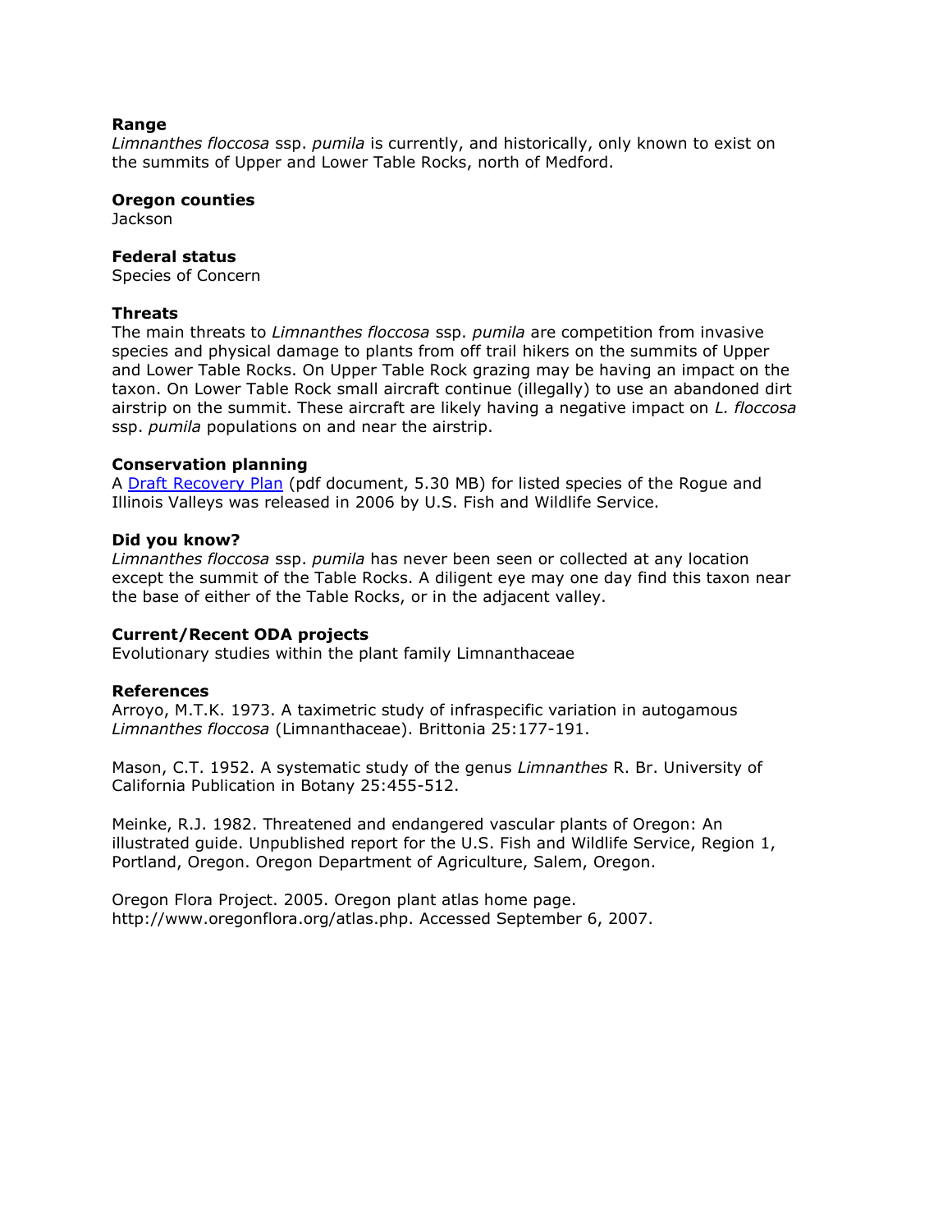**Range**

*Limnanthes floccosa* ssp. *pumila* is currently, and historically, only known to exist on the summits of Upper and Lower Table Rocks, north of Medford.

**Oregon counties**

Jackson

**Federal status**

Species of Concern

**Threats**

The main threats to *Limnanthes floccosa* ssp. *pumila* are competition from invasive species and physical damage to plants from off trail hikers on the summits of Upper and Lower Table Rocks. On Upper Table Rock grazing may be having an impact on the taxon. On Lower Table Rock small aircraft continue (illegally) to use an abandoned dirt airstrip on the summit. These aircraft are likely having a negative impact on *L. floccosa* ssp. *pumila* populations on and near the airstrip.

**Conservation planning**

A [Draft Recovery Plan]() (pdf document, 5.30 MB) for listed species of the Rogue and Illinois Valleys was released in 2006 by U.S. Fish and Wildlife Service.

**Did you know?**

*Limnanthes floccosa* ssp. *pumila* has never been seen or collected at any location except the summit of the Table Rocks. A diligent eye may one day find this taxon near the base of either of the Table Rocks, or in the adjacent valley.

**Current/Recent ODA projects**

Evolutionary studies within the plant family Limnanthaceae

**References**

Arroyo, M.T.K. 1973. A taximetric study of infraspecific variation in autogamous *Limnanthes floccosa* (Limnanthaceae). Brittonia 25:177-191.

Mason, C.T. 1952. A systematic study of the genus *Limnanthes* R. Br. University of California Publication in Botany 25:455-512.

Meinke, R.J. 1982. Threatened and endangered vascular plants of Oregon: An illustrated guide. Unpublished report for the U.S. Fish and Wildlife Service, Region 1, Portland, Oregon. Oregon Department of Agriculture, Salem, Oregon.

Oregon Flora Project. 2005. Oregon plant atlas home page. http://www.oregonflora.org/atlas.php. Accessed September 6, 2007.